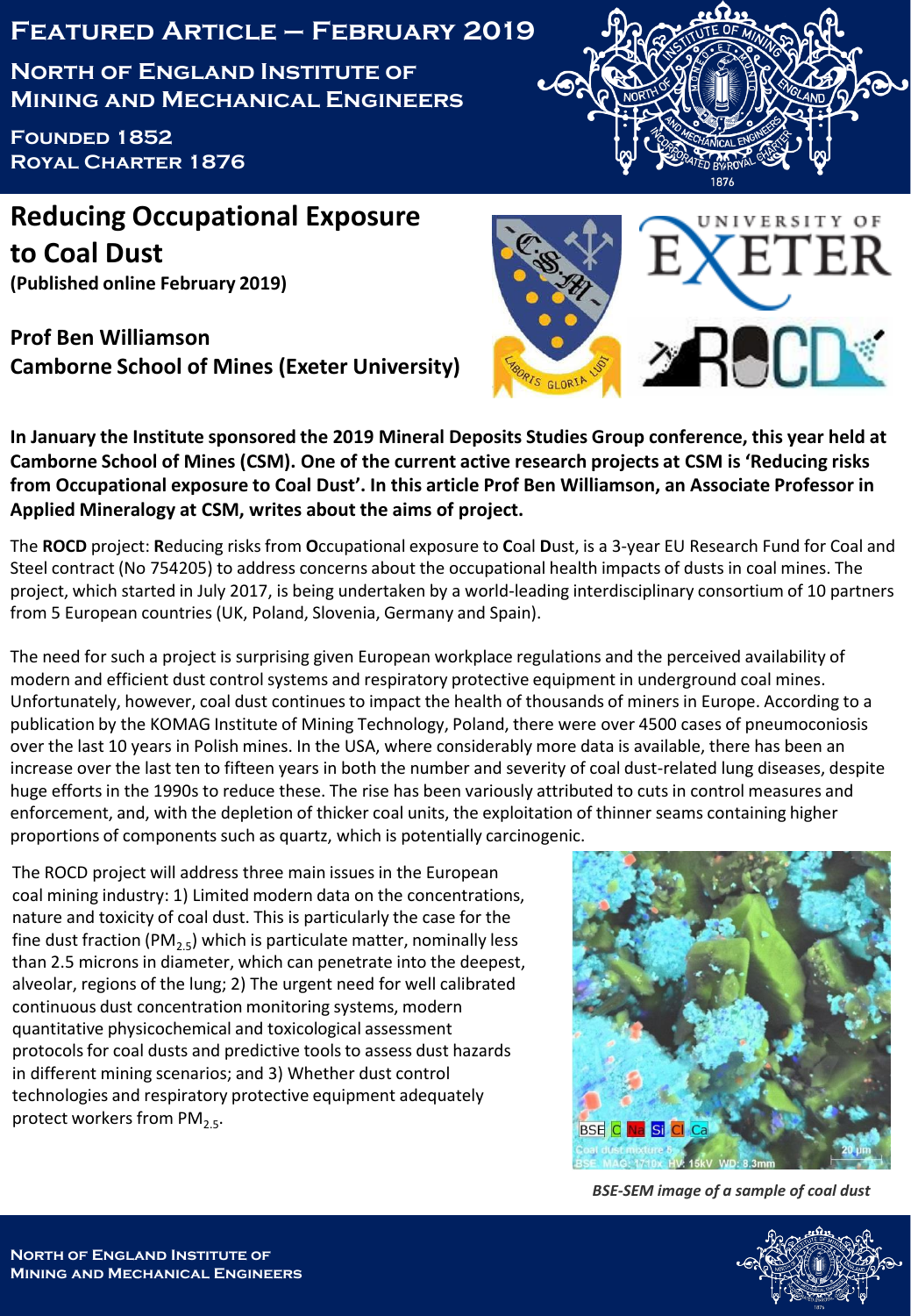# Featured Article – February 2019

## North of England Institute of Mining and Mechanical Engineers

**Founded 1852**
**Royal Charter 1876**

# Reducing Occupational Exposure to Coal Dust

**(Published online February 2019)**

**Prof Ben Williamson**
**Camborne School of Mines (Exeter University)**

**In January the Institute sponsored the 2019 Mineral Deposits Studies Group conference, this year held at Camborne School of Mines (CSM). One of the current active research projects at CSM is 'Reducing risks from Occupational exposure to Coal Dust'. In this article Prof Ben Williamson, an Associate Professor in Applied Mineralogy at CSM, writes about the aims of project.**

The **ROCD** project: **R**educing risks from **O**ccupational exposure to **C**oal **D**ust, is a 3-year EU Research Fund for Coal and Steel contract (No 754205) to address concerns about the occupational health impacts of dusts in coal mines. The project, which started in July 2017, is being undertaken by a world-leading interdisciplinary consortium of 10 partners from 5 European countries (UK, Poland, Slovenia, Germany and Spain).

The need for such a project is surprising given European workplace regulations and the perceived availability of modern and efficient dust control systems and respiratory protective equipment in underground coal mines. Unfortunately, however, coal dust continues to impact the health of thousands of miners in Europe. According to a publication by the KOMAG Institute of Mining Technology, Poland, there were over 4500 cases of pneumoconiosis over the last 10 years in Polish mines. In the USA, where considerably more data is available, there has been an increase over the last ten to fifteen years in both the number and severity of coal dust-related lung diseases, despite huge efforts in the 1990s to reduce these. The rise has been variously attributed to cuts in control measures and enforcement, and, with the depletion of thicker coal units, the exploitation of thinner seams containing higher proportions of components such as quartz, which is potentially carcinogenic.

The ROCD project will address three main issues in the European coal mining industry: 1) Limited modern data on the concentrations, nature and toxicity of coal dust. This is particularly the case for the fine dust fraction ($PM_{2.5}$) which is particulate matter, nominally less than 2.5 microns in diameter, which can penetrate into the deepest, alveolar, regions of the lung; 2) The urgent need for well calibrated continuous dust concentration monitoring systems, modern quantitative physicochemical and toxicological assessment protocols for coal dusts and predictive tools to assess dust hazards in different mining scenarios; and 3) Whether dust control technologies and respiratory protective equipment adequately protect workers from $PM_{2.5}$.

*BSE-SEM image of a sample of coal dust*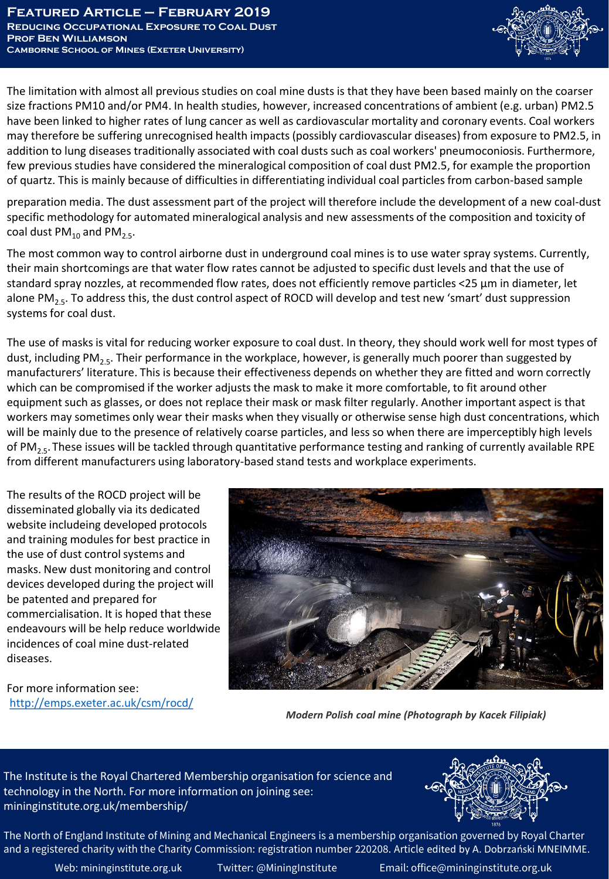# Featured Article – February 2019

## Reducing Occupational Exposure to Coal Dust

**Prof Ben Williamson**

**Camborne School of Mines (Exeter University)**

The limitation with almost all previous studies on coal mine dusts is that they have been based mainly on the coarser size fractions PM10 and/or PM4. In health studies, however, increased concentrations of ambient (e.g. urban) PM2.5 have been linked to higher rates of lung cancer as well as cardiovascular mortality and coronary events. Coal workers may therefore be suffering unrecognised health impacts (possibly cardiovascular diseases) from exposure to PM2.5, in addition to lung diseases traditionally associated with coal dusts such as coal workers' pneumoconiosis. Furthermore, few previous studies have considered the mineralogical composition of coal dust PM2.5, for example the proportion of quartz. This is mainly because of difficulties in differentiating individual coal particles from carbon-based sample preparation media. The dust assessment part of the project will therefore include the development of a new coal-dust specific methodology for automated mineralogical analysis and new assessments of the composition and toxicity of coal dust $PM_{10}$ and $PM_{2.5}$.

The most common way to control airborne dust in underground coal mines is to use water spray systems. Currently, their main shortcomings are that water flow rates cannot be adjusted to specific dust levels and that the use of standard spray nozzles, at recommended flow rates, does not efficiently remove particles <25 µm in diameter, let alone $PM_{2.5}$. To address this, the dust control aspect of ROCD will develop and test new 'smart' dust suppression systems for coal dust.

The use of masks is vital for reducing worker exposure to coal dust. In theory, they should work well for most types of dust, including $PM_{2.5}$. Their performance in the workplace, however, is generally much poorer than suggested by manufacturers' literature. This is because their effectiveness depends on whether they are fitted and worn correctly which can be compromised if the worker adjusts the mask to make it more comfortable, to fit around other equipment such as glasses, or does not replace their mask or mask filter regularly. Another important aspect is that workers may sometimes only wear their masks when they visually or otherwise sense high dust concentrations, which will be mainly due to the presence of relatively coarse particles, and less so when there are imperceptibly high levels of $PM_{2.5}$. These issues will be tackled through quantitative performance testing and ranking of currently available RPE from different manufacturers using laboratory-based stand tests and workplace experiments.

The results of the ROCD project will be disseminated globally via its dedicated website includeing developed protocols and training modules for best practice in the use of dust control systems and masks. New dust monitoring and control devices developed during the project will be patented and prepared for commercialisation. It is hoped that these endeavours will be help reduce worldwide incidences of coal mine dust-related diseases.

For more information see:
http://emps.exeter.ac.uk/csm/rocd/

*Modern Polish coal mine (Photograph by Kacek Filipiak)*

The Institute is the Royal Chartered Membership organisation for science and technology in the North. For more information on joining see: mininginstitute.org.uk/membership/

The North of England Institute of Mining and Mechanical Engineers is a membership organisation governed by Royal Charter and a registered charity with the Charity Commission: registration number 220208. Article edited by A. Dobrzański MNEIMME.

Web: mininginstitute.org.uk Twitter: @MiningInstitute Email: office@mininginstitute.org.uk